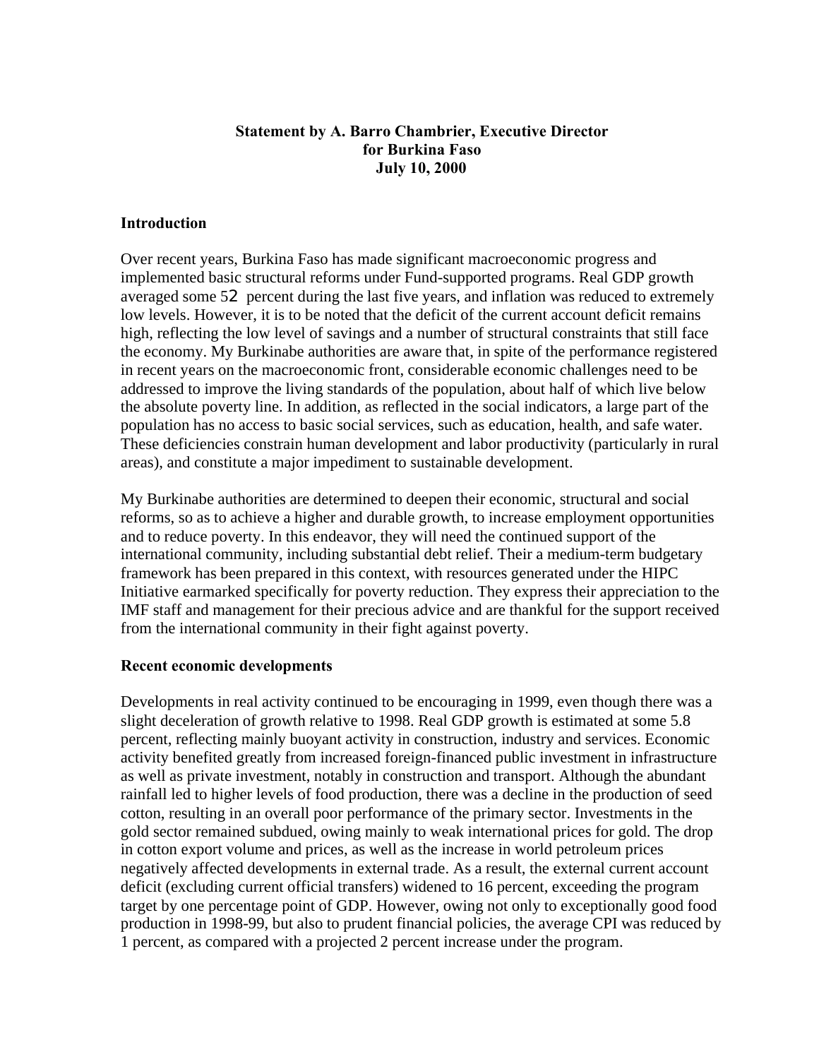**Statement by A. Barro Chambrier, Executive Director for Burkina Faso July 10, 2000**

**Introduction**

Over recent years, Burkina Faso has made significant macroeconomic progress and implemented basic structural reforms under Fund-supported programs. Real GDP growth averaged some 52 percent during the last five years, and inflation was reduced to extremely low levels. However, it is to be noted that the deficit of the current account deficit remains high, reflecting the low level of savings and a number of structural constraints that still face the economy. My Burkinabe authorities are aware that, in spite of the performance registered in recent years on the macroeconomic front, considerable economic challenges need to be addressed to improve the living standards of the population, about half of which live below the absolute poverty line. In addition, as reflected in the social indicators, a large part of the population has no access to basic social services, such as education, health, and safe water. These deficiencies constrain human development and labor productivity (particularly in rural areas), and constitute a major impediment to sustainable development.

My Burkinabe authorities are determined to deepen their economic, structural and social reforms, so as to achieve a higher and durable growth, to increase employment opportunities and to reduce poverty. In this endeavor, they will need the continued support of the international community, including substantial debt relief. Their a medium-term budgetary framework has been prepared in this context, with resources generated under the HIPC Initiative earmarked specifically for poverty reduction. They express their appreciation to the IMF staff and management for their precious advice and are thankful for the support received from the international community in their fight against poverty.

**Recent economic developments**

Developments in real activity continued to be encouraging in 1999, even though there was a slight deceleration of growth relative to 1998. Real GDP growth is estimated at some 5.8 percent, reflecting mainly buoyant activity in construction, industry and services. Economic activity benefited greatly from increased foreign-financed public investment in infrastructure as well as private investment, notably in construction and transport. Although the abundant rainfall led to higher levels of food production, there was a decline in the production of seed cotton, resulting in an overall poor performance of the primary sector. Investments in the gold sector remained subdued, owing mainly to weak international prices for gold. The drop in cotton export volume and prices, as well as the increase in world petroleum prices negatively affected developments in external trade. As a result, the external current account deficit (excluding current official transfers) widened to 16 percent, exceeding the program target by one percentage point of GDP. However, owing not only to exceptionally good food production in 1998-99, but also to prudent financial policies, the average CPI was reduced by 1 percent, as compared with a projected 2 percent increase under the program.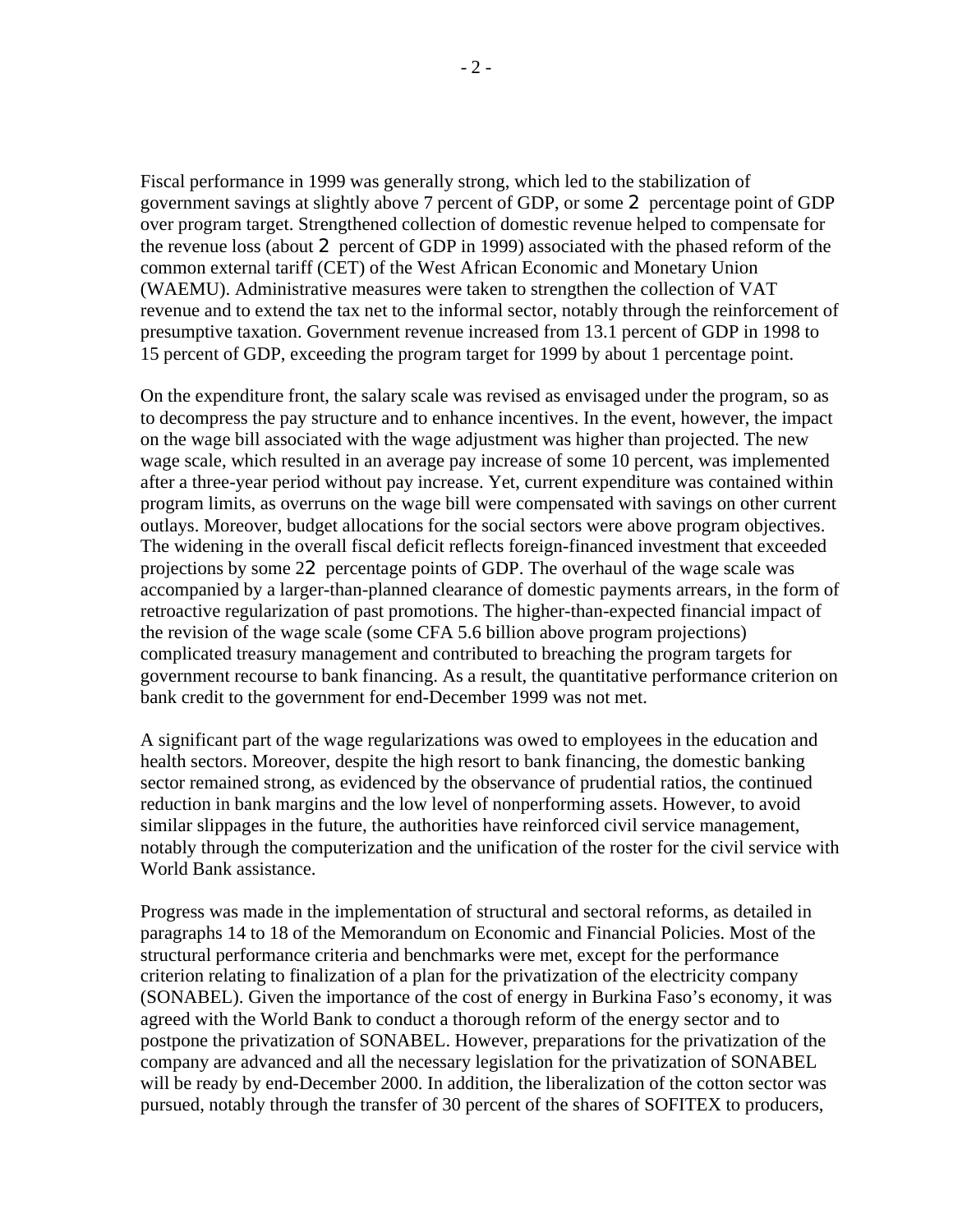Fiscal performance in 1999 was generally strong, which led to the stabilization of government savings at slightly above 7 percent of GDP, or some 2 percentage point of GDP over program target. Strengthened collection of domestic revenue helped to compensate for the revenue loss (about 2 percent of GDP in 1999) associated with the phased reform of the common external tariff (CET) of the West African Economic and Monetary Union (WAEMU). Administrative measures were taken to strengthen the collection of VAT revenue and to extend the tax net to the informal sector, notably through the reinforcement of presumptive taxation. Government revenue increased from 13.1 percent of GDP in 1998 to 15 percent of GDP, exceeding the program target for 1999 by about 1 percentage point.

On the expenditure front, the salary scale was revised as envisaged under the program, so as to decompress the pay structure and to enhance incentives. In the event, however, the impact on the wage bill associated with the wage adjustment was higher than projected. The new wage scale, which resulted in an average pay increase of some 10 percent, was implemented after a three-year period without pay increase. Yet, current expenditure was contained within program limits, as overruns on the wage bill were compensated with savings on other current outlays. Moreover, budget allocations for the social sectors were above program objectives. The widening in the overall fiscal deficit reflects foreign-financed investment that exceeded projections by some 22 percentage points of GDP. The overhaul of the wage scale was accompanied by a larger-than-planned clearance of domestic payments arrears, in the form of retroactive regularization of past promotions. The higher-than-expected financial impact of the revision of the wage scale (some CFA 5.6 billion above program projections) complicated treasury management and contributed to breaching the program targets for government recourse to bank financing. As a result, the quantitative performance criterion on bank credit to the government for end-December 1999 was not met.

A significant part of the wage regularizations was owed to employees in the education and health sectors. Moreover, despite the high resort to bank financing, the domestic banking sector remained strong, as evidenced by the observance of prudential ratios, the continued reduction in bank margins and the low level of nonperforming assets. However, to avoid similar slippages in the future, the authorities have reinforced civil service management, notably through the computerization and the unification of the roster for the civil service with World Bank assistance.

Progress was made in the implementation of structural and sectoral reforms, as detailed in paragraphs 14 to 18 of the Memorandum on Economic and Financial Policies. Most of the structural performance criteria and benchmarks were met, except for the performance criterion relating to finalization of a plan for the privatization of the electricity company (SONABEL). Given the importance of the cost of energy in Burkina Faso's economy, it was agreed with the World Bank to conduct a thorough reform of the energy sector and to postpone the privatization of SONABEL. However, preparations for the privatization of the company are advanced and all the necessary legislation for the privatization of SONABEL will be ready by end-December 2000. In addition, the liberalization of the cotton sector was pursued, notably through the transfer of 30 percent of the shares of SOFITEX to producers,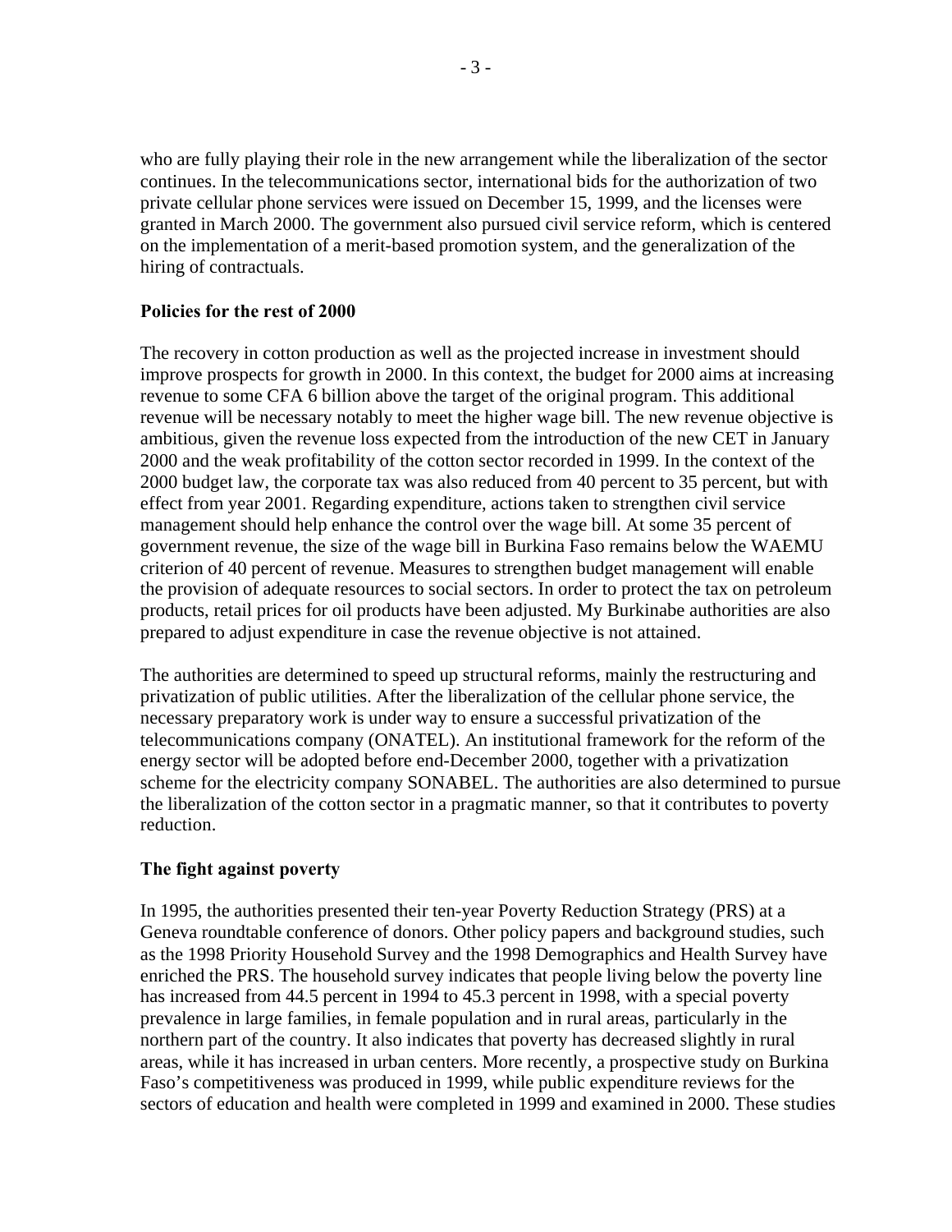who are fully playing their role in the new arrangement while the liberalization of the sector continues. In the telecommunications sector, international bids for the authorization of two private cellular phone services were issued on December 15, 1999, and the licenses were granted in March 2000. The government also pursued civil service reform, which is centered on the implementation of a merit-based promotion system, and the generalization of the hiring of contractuals.

**Policies for the rest of 2000**

The recovery in cotton production as well as the projected increase in investment should improve prospects for growth in 2000. In this context, the budget for 2000 aims at increasing revenue to some CFA 6 billion above the target of the original program. This additional revenue will be necessary notably to meet the higher wage bill. The new revenue objective is ambitious, given the revenue loss expected from the introduction of the new CET in January 2000 and the weak profitability of the cotton sector recorded in 1999. In the context of the 2000 budget law, the corporate tax was also reduced from 40 percent to 35 percent, but with effect from year 2001. Regarding expenditure, actions taken to strengthen civil service management should help enhance the control over the wage bill. At some 35 percent of government revenue, the size of the wage bill in Burkina Faso remains below the WAEMU criterion of 40 percent of revenue. Measures to strengthen budget management will enable the provision of adequate resources to social sectors. In order to protect the tax on petroleum products, retail prices for oil products have been adjusted. My Burkinabe authorities are also prepared to adjust expenditure in case the revenue objective is not attained.

The authorities are determined to speed up structural reforms, mainly the restructuring and privatization of public utilities. After the liberalization of the cellular phone service, the necessary preparatory work is under way to ensure a successful privatization of the telecommunications company (ONATEL). An institutional framework for the reform of the energy sector will be adopted before end-December 2000, together with a privatization scheme for the electricity company SONABEL. The authorities are also determined to pursue the liberalization of the cotton sector in a pragmatic manner, so that it contributes to poverty reduction.

**The fight against poverty**

In 1995, the authorities presented their ten-year Poverty Reduction Strategy (PRS) at a Geneva roundtable conference of donors. Other policy papers and background studies, such as the 1998 Priority Household Survey and the 1998 Demographics and Health Survey have enriched the PRS. The household survey indicates that people living below the poverty line has increased from 44.5 percent in 1994 to 45.3 percent in 1998, with a special poverty prevalence in large families, in female population and in rural areas, particularly in the northern part of the country. It also indicates that poverty has decreased slightly in rural areas, while it has increased in urban centers. More recently, a prospective study on Burkina Faso's competitiveness was produced in 1999, while public expenditure reviews for the sectors of education and health were completed in 1999 and examined in 2000. These studies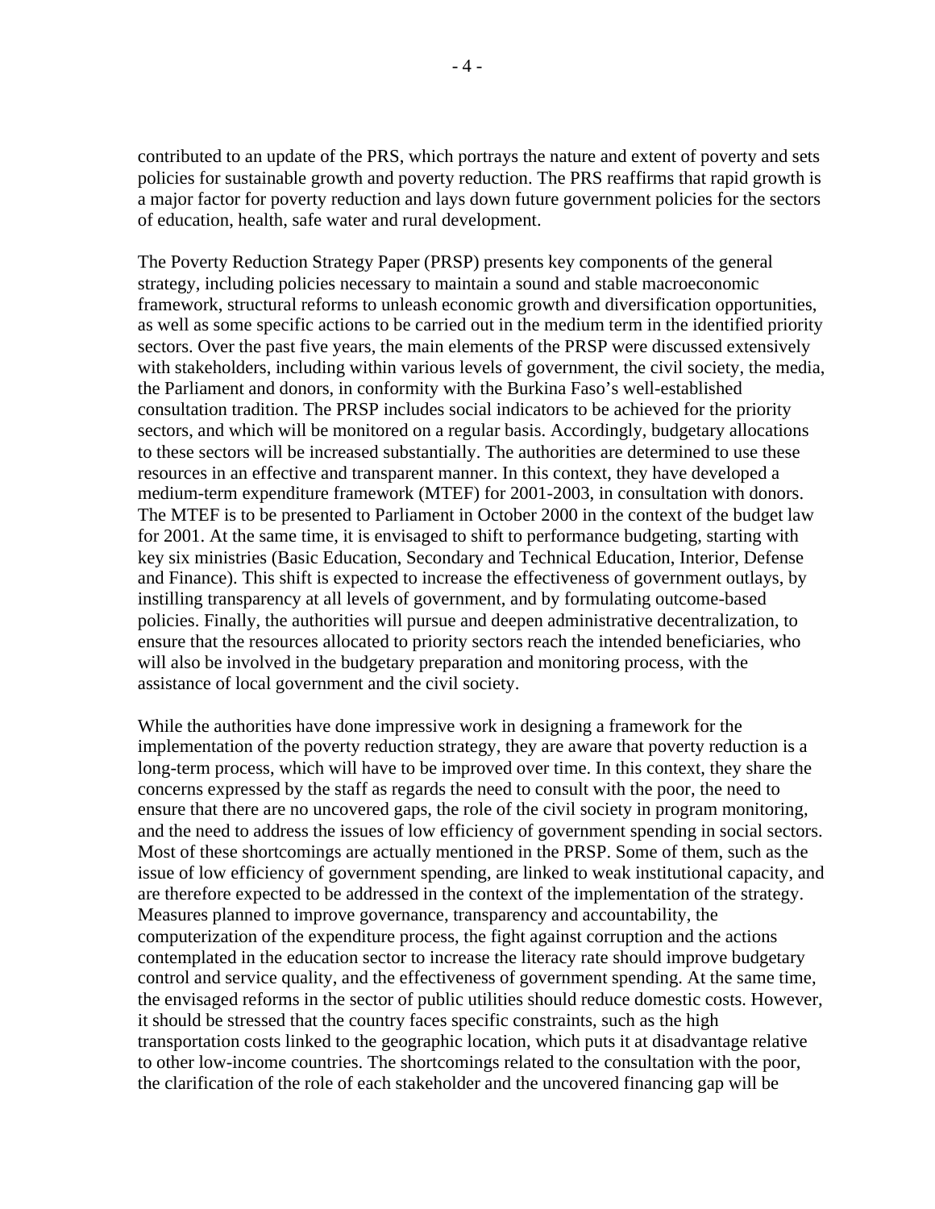contributed to an update of the PRS, which portrays the nature and extent of poverty and sets policies for sustainable growth and poverty reduction. The PRS reaffirms that rapid growth is a major factor for poverty reduction and lays down future government policies for the sectors of education, health, safe water and rural development.

The Poverty Reduction Strategy Paper (PRSP) presents key components of the general strategy, including policies necessary to maintain a sound and stable macroeconomic framework, structural reforms to unleash economic growth and diversification opportunities, as well as some specific actions to be carried out in the medium term in the identified priority sectors. Over the past five years, the main elements of the PRSP were discussed extensively with stakeholders, including within various levels of government, the civil society, the media, the Parliament and donors, in conformity with the Burkina Faso's well-established consultation tradition. The PRSP includes social indicators to be achieved for the priority sectors, and which will be monitored on a regular basis. Accordingly, budgetary allocations to these sectors will be increased substantially. The authorities are determined to use these resources in an effective and transparent manner. In this context, they have developed a medium-term expenditure framework (MTEF) for 2001-2003, in consultation with donors. The MTEF is to be presented to Parliament in October 2000 in the context of the budget law for 2001. At the same time, it is envisaged to shift to performance budgeting, starting with key six ministries (Basic Education, Secondary and Technical Education, Interior, Defense and Finance). This shift is expected to increase the effectiveness of government outlays, by instilling transparency at all levels of government, and by formulating outcome-based policies. Finally, the authorities will pursue and deepen administrative decentralization, to ensure that the resources allocated to priority sectors reach the intended beneficiaries, who will also be involved in the budgetary preparation and monitoring process, with the assistance of local government and the civil society.

While the authorities have done impressive work in designing a framework for the implementation of the poverty reduction strategy, they are aware that poverty reduction is a long-term process, which will have to be improved over time. In this context, they share the concerns expressed by the staff as regards the need to consult with the poor, the need to ensure that there are no uncovered gaps, the role of the civil society in program monitoring, and the need to address the issues of low efficiency of government spending in social sectors. Most of these shortcomings are actually mentioned in the PRSP. Some of them, such as the issue of low efficiency of government spending, are linked to weak institutional capacity, and are therefore expected to be addressed in the context of the implementation of the strategy. Measures planned to improve governance, transparency and accountability, the computerization of the expenditure process, the fight against corruption and the actions contemplated in the education sector to increase the literacy rate should improve budgetary control and service quality, and the effectiveness of government spending. At the same time, the envisaged reforms in the sector of public utilities should reduce domestic costs. However, it should be stressed that the country faces specific constraints, such as the high transportation costs linked to the geographic location, which puts it at disadvantage relative to other low-income countries. The shortcomings related to the consultation with the poor, the clarification of the role of each stakeholder and the uncovered financing gap will be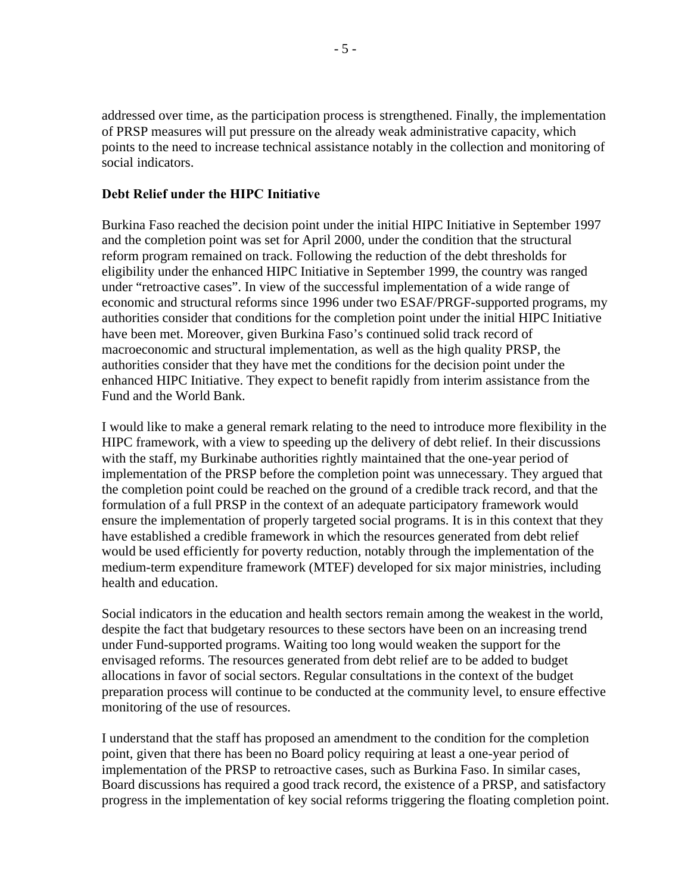addressed over time, as the participation process is strengthened. Finally, the implementation of PRSP measures will put pressure on the already weak administrative capacity, which points to the need to increase technical assistance notably in the collection and monitoring of social indicators.

## Debt Relief under the HIPC Initiative

Burkina Faso reached the decision point under the initial HIPC Initiative in September 1997 and the completion point was set for April 2000, under the condition that the structural reform program remained on track. Following the reduction of the debt thresholds for eligibility under the enhanced HIPC Initiative in September 1999, the country was ranged under "retroactive cases". In view of the successful implementation of a wide range of economic and structural reforms since 1996 under two ESAF/PRGF-supported programs, my authorities consider that conditions for the completion point under the initial HIPC Initiative have been met. Moreover, given Burkina Faso's continued solid track record of macroeconomic and structural implementation, as well as the high quality PRSP, the authorities consider that they have met the conditions for the decision point under the enhanced HIPC Initiative. They expect to benefit rapidly from interim assistance from the Fund and the World Bank.

I would like to make a general remark relating to the need to introduce more flexibility in the HIPC framework, with a view to speeding up the delivery of debt relief. In their discussions with the staff, my Burkinabe authorities rightly maintained that the one-year period of implementation of the PRSP before the completion point was unnecessary. They argued that the completion point could be reached on the ground of a credible track record, and that the formulation of a full PRSP in the context of an adequate participatory framework would ensure the implementation of properly targeted social programs. It is in this context that they have established a credible framework in which the resources generated from debt relief would be used efficiently for poverty reduction, notably through the implementation of the medium-term expenditure framework (MTEF) developed for six major ministries, including health and education.

Social indicators in the education and health sectors remain among the weakest in the world, despite the fact that budgetary resources to these sectors have been on an increasing trend under Fund-supported programs. Waiting too long would weaken the support for the envisaged reforms. The resources generated from debt relief are to be added to budget allocations in favor of social sectors. Regular consultations in the context of the budget preparation process will continue to be conducted at the community level, to ensure effective monitoring of the use of resources.

I understand that the staff has proposed an amendment to the condition for the completion point, given that there has been no Board policy requiring at least a one-year period of implementation of the PRSP to retroactive cases, such as Burkina Faso. In similar cases, Board discussions has required a good track record, the existence of a PRSP, and satisfactory progress in the implementation of key social reforms triggering the floating completion point.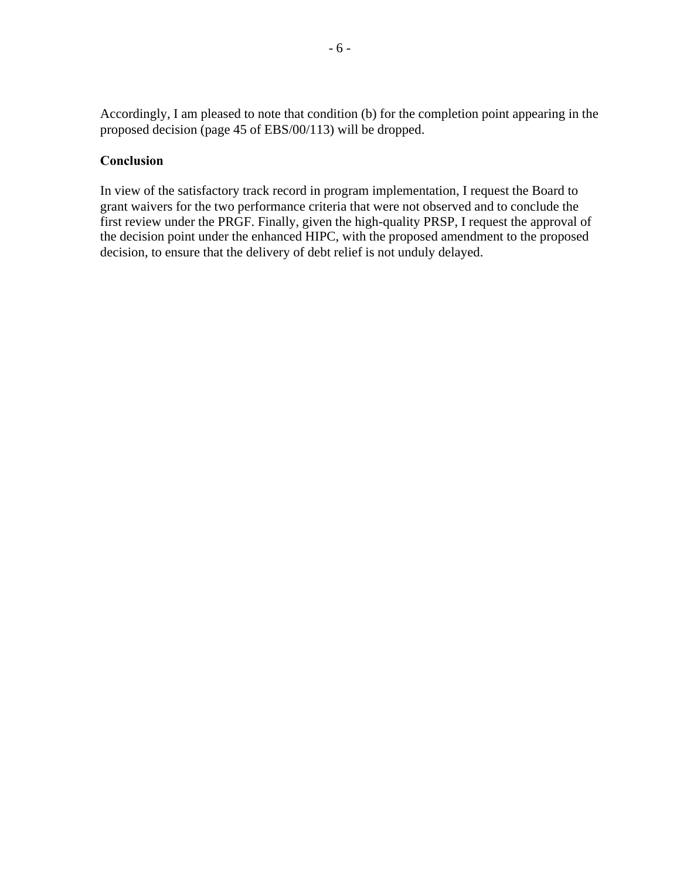Accordingly, I am pleased to note that condition (b) for the completion point appearing in the proposed decision (page 45 of EBS/00/113) will be dropped.

**Conclusion**

In view of the satisfactory track record in program implementation, I request the Board to grant waivers for the two performance criteria that were not observed and to conclude the first review under the PRGF. Finally, given the high-quality PRSP, I request the approval of the decision point under the enhanced HIPC, with the proposed amendment to the proposed decision, to ensure that the delivery of debt relief is not unduly delayed.